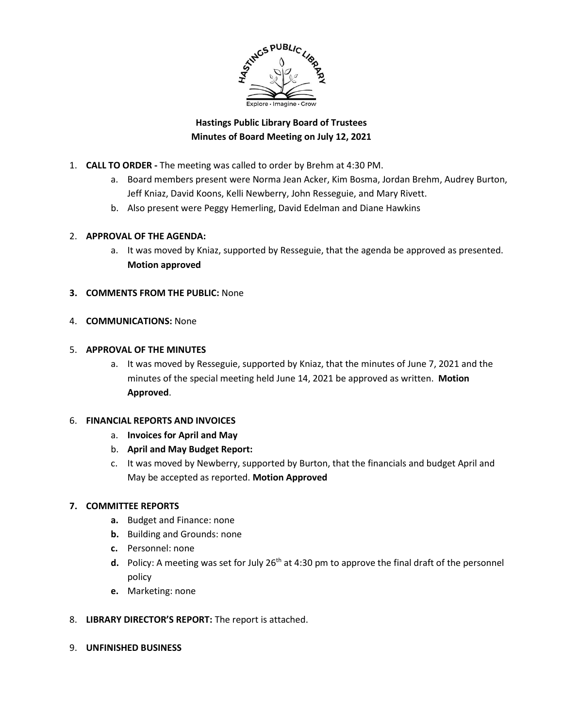**Hastings Public Library Board of Trustees**
**Minutes of Board Meeting on July 12, 2021**

1. **CALL TO ORDER -** The meeting was called to order by Brehm at 4:30 PM.
   a. Board members present were Norma Jean Acker, Kim Bosma, Jordan Brehm, Audrey Burton, Jeff Kniaz, David Koons, Kelli Newberry, John Resseguie, and Mary Rivett.
   b. Also present were Peggy Hemerling, David Edelman and Diane Hawkins

2. **APPROVAL OF THE AGENDA:**
   a. It was moved by Kniaz, supported by Resseguie, that the agenda be approved as presented. **Motion approved**

3. **COMMENTS FROM THE PUBLIC:** None

4. **COMMUNICATIONS:** None

5. **APPROVAL OF THE MINUTES**
   a. It was moved by Resseguie, supported by Kniaz, that the minutes of June 7, 2021 and the minutes of the special meeting held June 14, 2021 be approved as written. **Motion Approved**.

6. **FINANCIAL REPORTS AND INVOICES**
   a. **Invoices for April and May**
   b. **April and May Budget Report:**
   c. It was moved by Newberry, supported by Burton, that the financials and budget April and May be accepted as reported. **Motion Approved**

7. **COMMITTEE REPORTS**
   **a.** Budget and Finance: none
   **b.** Building and Grounds: none
   **c.** Personnel: none
   **d.** Policy: A meeting was set for July 26th at 4:30 pm to approve the final draft of the personnel policy
   **e.** Marketing: none

8. **LIBRARY DIRECTOR'S REPORT:** The report is attached.

9. **UNFINISHED BUSINESS**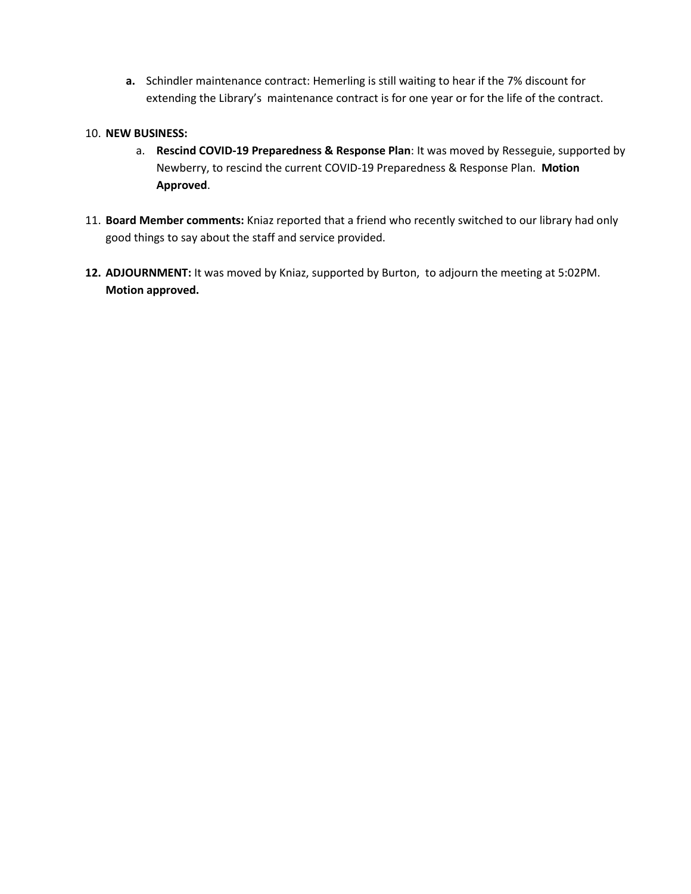**a.** Schindler maintenance contract: Hemerling is still waiting to hear if the 7% discount for extending the Library's maintenance contract is for one year or for the life of the contract.

10. **NEW BUSINESS:**
    a. **Rescind COVID-19 Preparedness & Response Plan**: It was moved by Resseguie, supported by Newberry, to rescind the current COVID-19 Preparedness & Response Plan. **Motion Approved**.

11. **Board Member comments:** Kniaz reported that a friend who recently switched to our library had only good things to say about the staff and service provided.

12. **ADJOURNMENT:** It was moved by Kniaz, supported by Burton, to adjourn the meeting at 5:02PM. **Motion approved.**